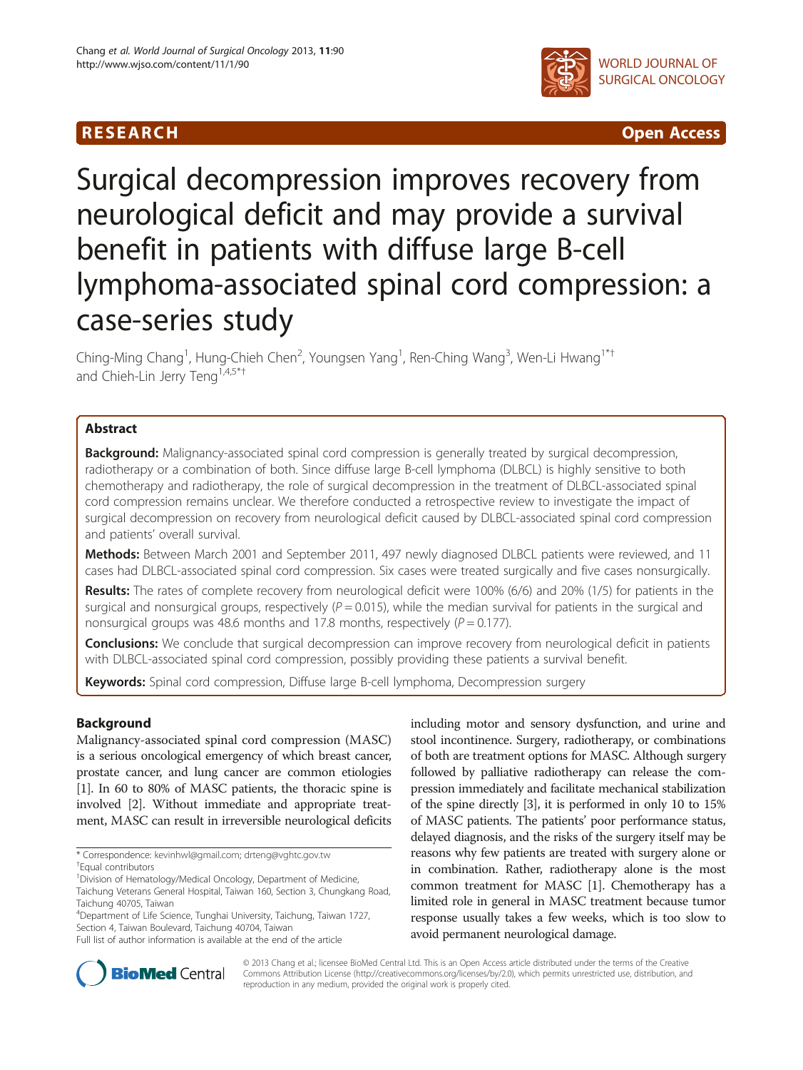RESEARCH Open Access

# Surgical decompression improves recovery from neurological deficit and may provide a survival benefit in patients with diffuse large B-cell lymphoma-associated spinal cord compression: a case-series study

Ching-Ming Chang[1], Hung-Chieh Chen[2], Youngsen Yang[1], Ren-Ching Wang[3], Wen-Li Hwang[1*†] and Chieh-Lin Jerry Teng[1,4,5*†]

## Abstract

**Background:** Malignancy-associated spinal cord compression is generally treated by surgical decompression, radiotherapy or a combination of both. Since diffuse large B-cell lymphoma (DLBCL) is highly sensitive to both chemotherapy and radiotherapy, the role of surgical decompression in the treatment of DLBCL-associated spinal cord compression remains unclear. We therefore conducted a retrospective review to investigate the impact of surgical decompression on recovery from neurological deficit caused by DLBCL-associated spinal cord compression and patients' overall survival.

**Methods:** Between March 2001 and September 2011, 497 newly diagnosed DLBCL patients were reviewed, and 11 cases had DLBCL-associated spinal cord compression. Six cases were treated surgically and five cases nonsurgically.

**Results:** The rates of complete recovery from neurological deficit were 100% (6/6) and 20% (1/5) for patients in the surgical and nonsurgical groups, respectively ($P = 0.015$), while the median survival for patients in the surgical and nonsurgical groups was 48.6 months and 17.8 months, respectively ($P = 0.177$).

**Conclusions:** We conclude that surgical decompression can improve recovery from neurological deficit in patients with DLBCL-associated spinal cord compression, possibly providing these patients a survival benefit.

**Keywords:** Spinal cord compression, Diffuse large B-cell lymphoma, Decompression surgery

## Background

Malignancy-associated spinal cord compression (MASC) is a serious oncological emergency of which breast cancer, prostate cancer, and lung cancer are common etiologies [1]. In 60 to 80% of MASC patients, the thoracic spine is involved [2]. Without immediate and appropriate treatment, MASC can result in irreversible neurological deficits including motor and sensory dysfunction, and urine and stool incontinence. Surgery, radiotherapy, or combinations of both are treatment options for MASC. Although surgery followed by palliative radiotherapy can release the compression immediately and facilitate mechanical stabilization of the spine directly [3], it is performed in only 10 to 15% of MASC patients. The patients' poor performance status, delayed diagnosis, and the risks of the surgery itself may be reasons why few patients are treated with surgery alone or in combination. Rather, radiotherapy alone is the most common treatment for MASC [1]. Chemotherapy has a limited role in general in MASC treatment because tumor response usually takes a few weeks, which is too slow to avoid permanent neurological damage.

\* Correspondence: kevinhwl@gmail.com; drteng@vghtc.gov.tw

†Equal contributors

[1]Division of Hematology/Medical Oncology, Department of Medicine, Taichung Veterans General Hospital, Taiwan 160, Section 3, Chungkang Road, Taichung 40705, Taiwan

[4]Department of Life Science, Tunghai University, Taichung, Taiwan 1727, Section 4, Taiwan Boulevard, Taichung 40704, Taiwan

Full list of author information is available at the end of the article

© 2013 Chang et al.; licensee BioMed Central Ltd. This is an Open Access article distributed under the terms of the Creative Commons Attribution License (http://creativecommons.org/licenses/by/2.0), which permits unrestricted use, distribution, and reproduction in any medium, provided the original work is properly cited.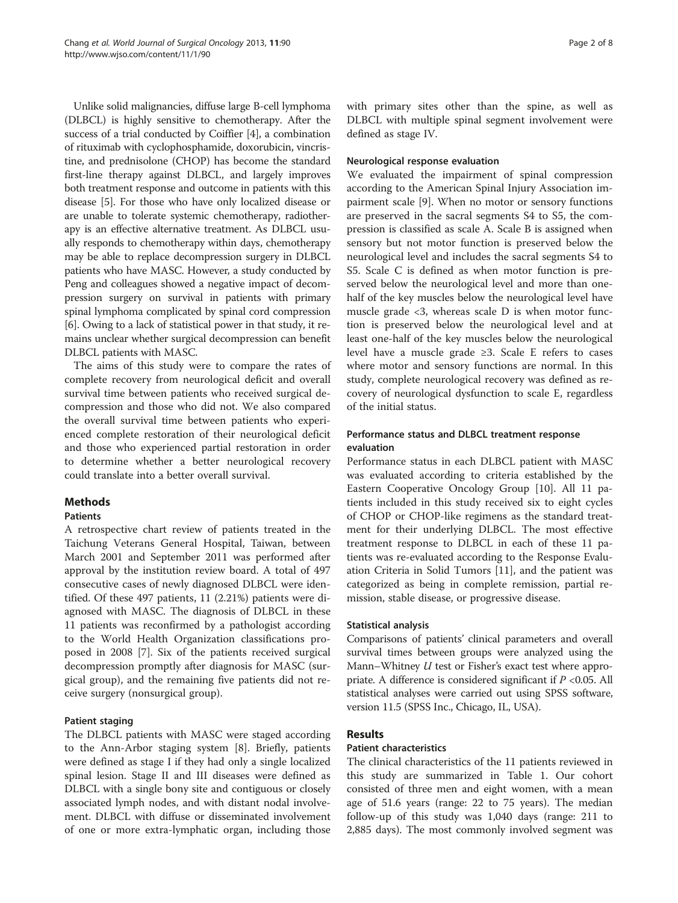Unlike solid malignancies, diffuse large B-cell lymphoma (DLBCL) is highly sensitive to chemotherapy. After the success of a trial conducted by Coiffier [4], a combination of rituximab with cyclophosphamide, doxorubicin, vincristine, and prednisolone (CHOP) has become the standard first-line therapy against DLBCL, and largely improves both treatment response and outcome in patients with this disease [5]. For those who have only localized disease or are unable to tolerate systemic chemotherapy, radiotherapy is an effective alternative treatment. As DLBCL usually responds to chemotherapy within days, chemotherapy may be able to replace decompression surgery in DLBCL patients who have MASC. However, a study conducted by Peng and colleagues showed a negative impact of decompression surgery on survival in patients with primary spinal lymphoma complicated by spinal cord compression [6]. Owing to a lack of statistical power in that study, it remains unclear whether surgical decompression can benefit DLBCL patients with MASC.

The aims of this study were to compare the rates of complete recovery from neurological deficit and overall survival time between patients who received surgical decompression and those who did not. We also compared the overall survival time between patients who experienced complete restoration of their neurological deficit and those who experienced partial restoration in order to determine whether a better neurological recovery could translate into a better overall survival.

## Methods

### Patients

A retrospective chart review of patients treated in the Taichung Veterans General Hospital, Taiwan, between March 2001 and September 2011 was performed after approval by the institution review board. A total of 497 consecutive cases of newly diagnosed DLBCL were identified. Of these 497 patients, 11 (2.21%) patients were diagnosed with MASC. The diagnosis of DLBCL in these 11 patients was reconfirmed by a pathologist according to the World Health Organization classifications proposed in 2008 [7]. Six of the patients received surgical decompression promptly after diagnosis for MASC (surgical group), and the remaining five patients did not receive surgery (nonsurgical group).

### Patient staging

The DLBCL patients with MASC were staged according to the Ann-Arbor staging system [8]. Briefly, patients were defined as stage I if they had only a single localized spinal lesion. Stage II and III diseases were defined as DLBCL with a single bony site and contiguous or closely associated lymph nodes, and with distant nodal involvement. DLBCL with diffuse or disseminated involvement of one or more extra-lymphatic organ, including those with primary sites other than the spine, as well as DLBCL with multiple spinal segment involvement were defined as stage IV.

### Neurological response evaluation

We evaluated the impairment of spinal compression according to the American Spinal Injury Association impairment scale [9]. When no motor or sensory functions are preserved in the sacral segments S4 to S5, the compression is classified as scale A. Scale B is assigned when sensory but not motor function is preserved below the neurological level and includes the sacral segments S4 to S5. Scale C is defined as when motor function is preserved below the neurological level and more than one-half of the key muscles below the neurological level have muscle grade <3, whereas scale D is when motor function is preserved below the neurological level and at least one-half of the key muscles below the neurological level have a muscle grade ≥3. Scale E refers to cases where motor and sensory functions are normal. In this study, complete neurological recovery was defined as recovery of neurological dysfunction to scale E, regardless of the initial status.

### Performance status and DLBCL treatment response evaluation

Performance status in each DLBCL patient with MASC was evaluated according to criteria established by the Eastern Cooperative Oncology Group [10]. All 11 patients included in this study received six to eight cycles of CHOP or CHOP-like regimens as the standard treatment for their underlying DLBCL. The most effective treatment response to DLBCL in each of these 11 patients was re-evaluated according to the Response Evaluation Criteria in Solid Tumors [11], and the patient was categorized as being in complete remission, partial remission, stable disease, or progressive disease.

### Statistical analysis

Comparisons of patients' clinical parameters and overall survival times between groups were analyzed using the Mann–Whitney *U* test or Fisher's exact test where appropriate. A difference is considered significant if $P$ <0.05. All statistical analyses were carried out using SPSS software, version 11.5 (SPSS Inc., Chicago, IL, USA).

## Results

### Patient characteristics

The clinical characteristics of the 11 patients reviewed in this study are summarized in Table 1. Our cohort consisted of three men and eight women, with a mean age of 51.6 years (range: 22 to 75 years). The median follow-up of this study was 1,040 days (range: 211 to 2,885 days). The most commonly involved segment was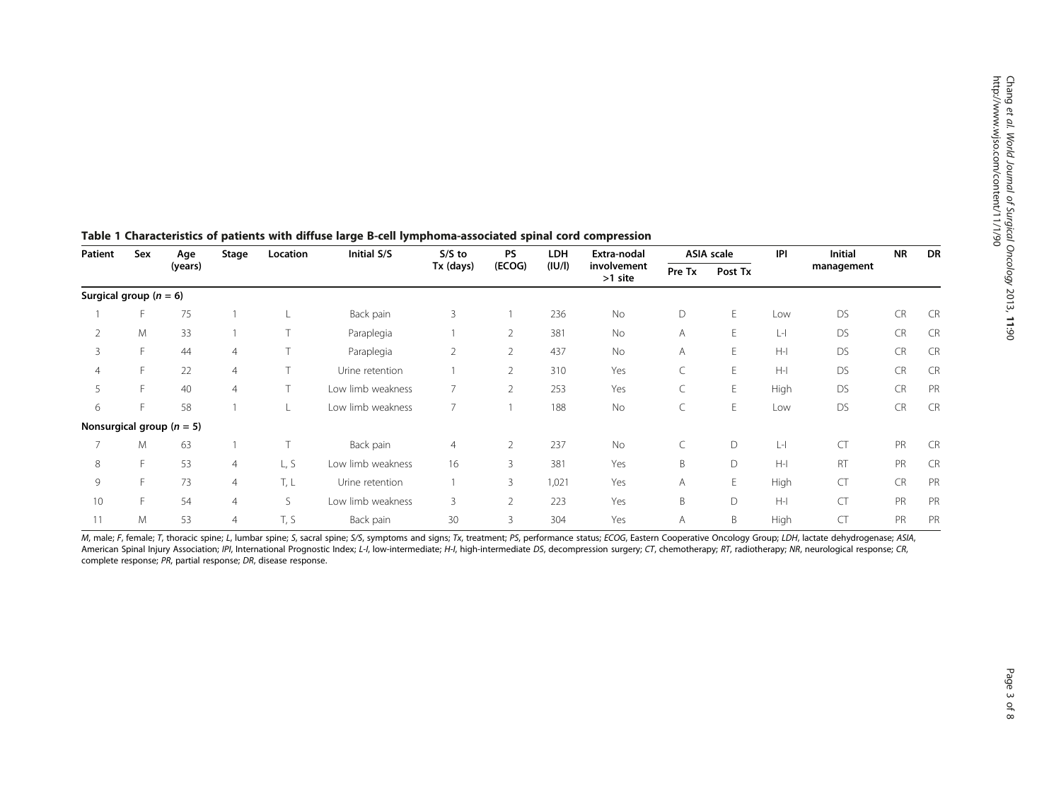**Table 1 Characteristics of patients with diffuse large B-cell lymphoma-associated spinal cord compression**

| Patient | Sex | Age (years) | Stage | Location | Initial S/S | S/S to Tx (days) | PS (ECOG) | LDH (IU/l) | Extra-nodal involvement >1 site | ASIA scale | | IPI | Initial management | NR | DR |
|---|---|---|---|---|---|---|---|---|---|---|---|---|---|---|---|
| | | | | | | | | | | Pre Tx | Post Tx | | | | |
| **Surgical group (*n* = 6)** | | | | | | | | | | | | | | | |
| 1 | F | 75 | 1 | L | Back pain | 3 | 1 | 236 | No | D | E | Low | DS | CR | CR |
| 2 | M | 33 | 1 | T | Paraplegia | 1 | 2 | 381 | No | A | E | L-I | DS | CR | CR |
| 3 | F | 44 | 4 | T | Paraplegia | 2 | 2 | 437 | No | A | E | H-I | DS | CR | CR |
| 4 | F | 22 | 4 | T | Urine retention | 1 | 2 | 310 | Yes | C | E | H-I | DS | CR | CR |
| 5 | F | 40 | 4 | T | Low limb weakness | 7 | 2 | 253 | Yes | C | E | High | DS | CR | PR |
| 6 | F | 58 | 1 | L | Low limb weakness | 7 | 1 | 188 | No | C | E | Low | DS | CR | CR |
| **Nonsurgical group (*n* = 5)** | | | | | | | | | | | | | | | |
| 7 | M | 63 | 1 | T | Back pain | 4 | 2 | 237 | No | C | D | L-I | CT | PR | CR |
| 8 | F | 53 | 4 | L, S | Low limb weakness | 16 | 3 | 381 | Yes | B | D | H-I | RT | PR | CR |
| 9 | F | 73 | 4 | T, L | Urine retention | 1 | 3 | 1,021 | Yes | A | E | High | CT | CR | PR |
| 10 | F | 54 | 4 | S | Low limb weakness | 3 | 2 | 223 | Yes | B | D | H-I | CT | PR | PR |
| 11 | M | 53 | 4 | T, S | Back pain | 30 | 3 | 304 | Yes | A | B | High | CT | PR | PR |

*M*, male; *F*, female; *T*, thoracic spine; *L*, lumbar spine; *S*, sacral spine; *S/S*, symptoms and signs; *Tx*, treatment; *PS*, performance status; *ECOG*, Eastern Cooperative Oncology Group; *LDH*, lactate dehydrogenase; *ASIA*, American Spinal Injury Association; *IPI*, International Prognostic Index; *L-I*, low-intermediate; *H-I*, high-intermediate *DS*, decompression surgery; *CT*, chemotherapy; *RT*, radiotherapy; *NR*, neurological response; *CR*, complete response; *PR*, partial response; *DR*, disease response.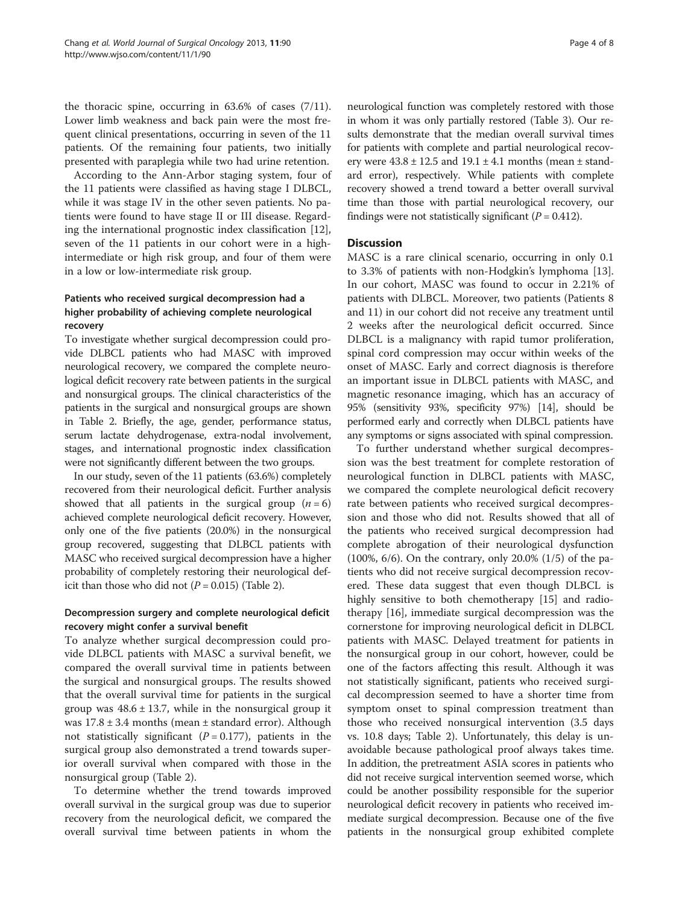the thoracic spine, occurring in 63.6% of cases (7/11). Lower limb weakness and back pain were the most frequent clinical presentations, occurring in seven of the 11 patients. Of the remaining four patients, two initially presented with paraplegia while two had urine retention.

According to the Ann-Arbor staging system, four of the 11 patients were classified as having stage I DLBCL, while it was stage IV in the other seven patients. No patients were found to have stage II or III disease. Regarding the international prognostic index classification [12], seven of the 11 patients in our cohort were in a high-intermediate or high risk group, and four of them were in a low or low-intermediate risk group.

### Patients who received surgical decompression had a higher probability of achieving complete neurological recovery

To investigate whether surgical decompression could provide DLBCL patients who had MASC with improved neurological recovery, we compared the complete neurological deficit recovery rate between patients in the surgical and nonsurgical groups. The clinical characteristics of the patients in the surgical and nonsurgical groups are shown in Table 2. Briefly, the age, gender, performance status, serum lactate dehydrogenase, extra-nodal involvement, stages, and international prognostic index classification were not significantly different between the two groups.

In our study, seven of the 11 patients (63.6%) completely recovered from their neurological deficit. Further analysis showed that all patients in the surgical group ($n = 6$) achieved complete neurological deficit recovery. However, only one of the five patients (20.0%) in the nonsurgical group recovered, suggesting that DLBCL patients with MASC who received surgical decompression have a higher probability of completely restoring their neurological deficit than those who did not ($P = 0.015$) (Table 2).

### Decompression surgery and complete neurological deficit recovery might confer a survival benefit

To analyze whether surgical decompression could provide DLBCL patients with MASC a survival benefit, we compared the overall survival time in patients between the surgical and nonsurgical groups. The results showed that the overall survival time for patients in the surgical group was 48.6 ± 13.7, while in the nonsurgical group it was 17.8 ± 3.4 months (mean ± standard error). Although not statistically significant ($P = 0.177$), patients in the surgical group also demonstrated a trend towards superior overall survival when compared with those in the nonsurgical group (Table 2).

To determine whether the trend towards improved overall survival in the surgical group was due to superior recovery from the neurological deficit, we compared the overall survival time between patients in whom the neurological function was completely restored with those in whom it was only partially restored (Table 3). Our results demonstrate that the median overall survival times for patients with complete and partial neurological recovery were 43.8 ± 12.5 and 19.1 ± 4.1 months (mean ± standard error), respectively. While patients with complete recovery showed a trend toward a better overall survival time than those with partial neurological recovery, our findings were not statistically significant ($P = 0.412$).

## Discussion

MASC is a rare clinical scenario, occurring in only 0.1 to 3.3% of patients with non-Hodgkin's lymphoma [13]. In our cohort, MASC was found to occur in 2.21% of patients with DLBCL. Moreover, two patients (Patients 8 and 11) in our cohort did not receive any treatment until 2 weeks after the neurological deficit occurred. Since DLBCL is a malignancy with rapid tumor proliferation, spinal cord compression may occur within weeks of the onset of MASC. Early and correct diagnosis is therefore an important issue in DLBCL patients with MASC, and magnetic resonance imaging, which has an accuracy of 95% (sensitivity 93%, specificity 97%) [14], should be performed early and correctly when DLBCL patients have any symptoms or signs associated with spinal compression.

To further understand whether surgical decompression was the best treatment for complete restoration of neurological function in DLBCL patients with MASC, we compared the complete neurological deficit recovery rate between patients who received surgical decompression and those who did not. Results showed that all of the patients who received surgical decompression had complete abrogation of their neurological dysfunction (100%, 6/6). On the contrary, only 20.0% (1/5) of the patients who did not receive surgical decompression recovered. These data suggest that even though DLBCL is highly sensitive to both chemotherapy [15] and radiotherapy [16], immediate surgical decompression was the cornerstone for improving neurological deficit in DLBCL patients with MASC. Delayed treatment for patients in the nonsurgical group in our cohort, however, could be one of the factors affecting this result. Although it was not statistically significant, patients who received surgical decompression seemed to have a shorter time from symptom onset to spinal compression treatment than those who received nonsurgical intervention (3.5 days vs. 10.8 days; Table 2). Unfortunately, this delay is unavoidable because pathological proof always takes time. In addition, the pretreatment ASIA scores in patients who did not receive surgical intervention seemed worse, which could be another possibility responsible for the superior neurological deficit recovery in patients who received immediate surgical decompression. Because one of the five patients in the nonsurgical group exhibited complete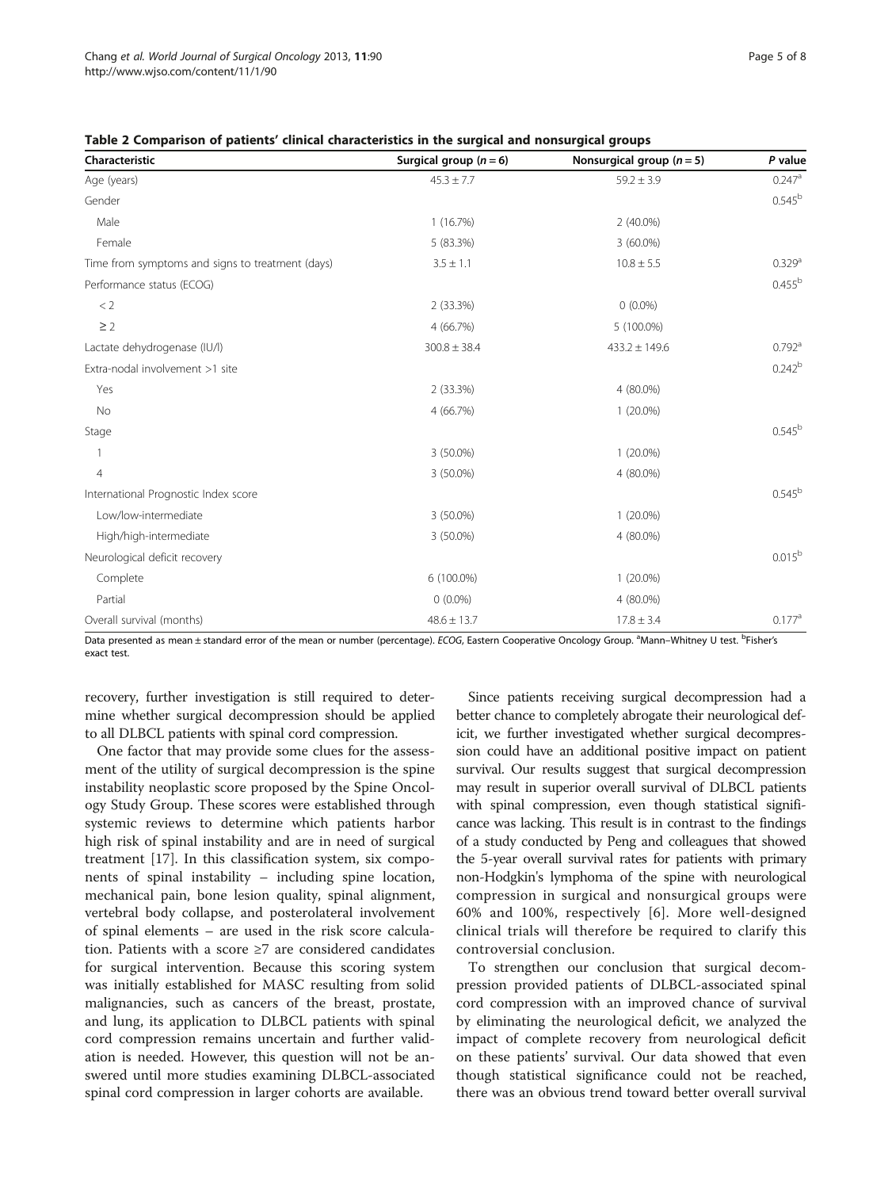**Table 2 Comparison of patients' clinical characteristics in the surgical and nonsurgical groups**

| Characteristic | Surgical group ($n = 6$) | Nonsurgical group ($n = 5$) | *P* value |
|---|---|---|---|
| Age (years) | 45.3 ± 7.7 | 59.2 ± 3.9 | 0.247[a] |
| Gender | | | 0.545[b] |
| Male | 1 (16.7%) | 2 (40.0%) | |
| Female | 5 (83.3%) | 3 (60.0%) | |
| Time from symptoms and signs to treatment (days) | 3.5 ± 1.1 | 10.8 ± 5.5 | 0.329[a] |
| Performance status (ECOG) | | | 0.455[b] |
| < 2 | 2 (33.3%) | 0 (0.0%) | |
| ≥ 2 | 4 (66.7%) | 5 (100.0%) | |
| Lactate dehydrogenase (IU/l) | 300.8 ± 38.4 | 433.2 ± 149.6 | 0.792[a] |
| Extra-nodal involvement >1 site | | | 0.242[b] |
| Yes | 2 (33.3%) | 4 (80.0%) | |
| No | 4 (66.7%) | 1 (20.0%) | |
| Stage | | | 0.545[b] |
| 1 | 3 (50.0%) | 1 (20.0%) | |
| 4 | 3 (50.0%) | 4 (80.0%) | |
| International Prognostic Index score | | | 0.545[b] |
| Low/low-intermediate | 3 (50.0%) | 1 (20.0%) | |
| High/high-intermediate | 3 (50.0%) | 4 (80.0%) | |
| Neurological deficit recovery | | | 0.015[b] |
| Complete | 6 (100.0%) | 1 (20.0%) | |
| Partial | 0 (0.0%) | 4 (80.0%) | |
| Overall survival (months) | 48.6 ± 13.7 | 17.8 ± 3.4 | 0.177[a] |

Data presented as mean ± standard error of the mean or number (percentage). *ECOG*, Eastern Cooperative Oncology Group. [a]Mann–Whitney U test. [b]Fisher's exact test.

recovery, further investigation is still required to determine whether surgical decompression should be applied to all DLBCL patients with spinal cord compression.

One factor that may provide some clues for the assessment of the utility of surgical decompression is the spine instability neoplastic score proposed by the Spine Oncology Study Group. These scores were established through systemic reviews to determine which patients harbor high risk of spinal instability and are in need of surgical treatment [17]. In this classification system, six components of spinal instability – including spine location, mechanical pain, bone lesion quality, spinal alignment, vertebral body collapse, and posterolateral involvement of spinal elements – are used in the risk score calculation. Patients with a score ≥7 are considered candidates for surgical intervention. Because this scoring system was initially established for MASC resulting from solid malignancies, such as cancers of the breast, prostate, and lung, its application to DLBCL patients with spinal cord compression remains uncertain and further validation is needed. However, this question will not be answered until more studies examining DLBCL-associated spinal cord compression in larger cohorts are available.

Since patients receiving surgical decompression had a better chance to completely abrogate their neurological deficit, we further investigated whether surgical decompression could have an additional positive impact on patient survival. Our results suggest that surgical decompression may result in superior overall survival of DLBCL patients with spinal compression, even though statistical significance was lacking. This result is in contrast to the findings of a study conducted by Peng and colleagues that showed the 5-year overall survival rates for patients with primary non-Hodgkin's lymphoma of the spine with neurological compression in surgical and nonsurgical groups were 60% and 100%, respectively [6]. More well-designed clinical trials will therefore be required to clarify this controversial conclusion.

To strengthen our conclusion that surgical decompression provided patients of DLBCL-associated spinal cord compression with an improved chance of survival by eliminating the neurological deficit, we analyzed the impact of complete recovery from neurological deficit on these patients' survival. Our data showed that even though statistical significance could not be reached, there was an obvious trend toward better overall survival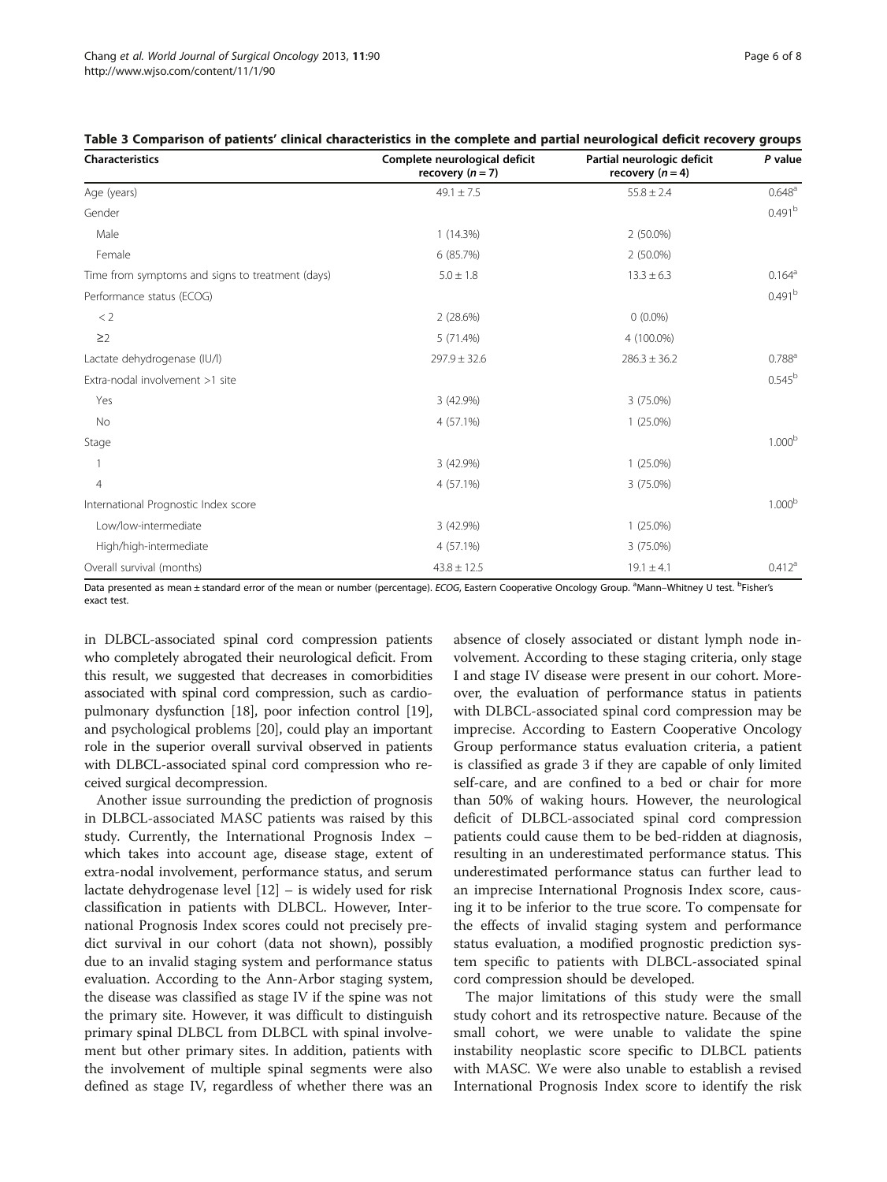**Table 3 Comparison of patients' clinical characteristics in the complete and partial neurological deficit recovery groups**

| Characteristics | Complete neurological deficit recovery ($n = 7$) | Partial neurologic deficit recovery ($n = 4$) | *P* value |
|---|---|---|---|
| Age (years) | 49.1 ± 7.5 | 55.8 ± 2.4 | 0.648[a] |
| Gender | | | 0.491[b] |
| Male | 1 (14.3%) | 2 (50.0%) | |
| Female | 6 (85.7%) | 2 (50.0%) | |
| Time from symptoms and signs to treatment (days) | 5.0 ± 1.8 | 13.3 ± 6.3 | 0.164[a] |
| Performance status (ECOG) | | | 0.491[b] |
| < 2 | 2 (28.6%) | 0 (0.0%) | |
| ≥2 | 5 (71.4%) | 4 (100.0%) | |
| Lactate dehydrogenase (IU/l) | 297.9 ± 32.6 | 286.3 ± 36.2 | 0.788[a] |
| Extra-nodal involvement >1 site | | | 0.545[b] |
| Yes | 3 (42.9%) | 3 (75.0%) | |
| No | 4 (57.1%) | 1 (25.0%) | |
| Stage | | | 1.000[b] |
| 1 | 3 (42.9%) | 1 (25.0%) | |
| 4 | 4 (57.1%) | 3 (75.0%) | |
| International Prognostic Index score | | | 1.000[b] |
| Low/low-intermediate | 3 (42.9%) | 1 (25.0%) | |
| High/high-intermediate | 4 (57.1%) | 3 (75.0%) | |
| Overall survival (months) | 43.8 ± 12.5 | 19.1 ± 4.1 | 0.412[a] |

Data presented as mean ± standard error of the mean or number (percentage). *ECOG*, Eastern Cooperative Oncology Group. [a]Mann–Whitney U test. [b]Fisher's exact test.

in DLBCL-associated spinal cord compression patients who completely abrogated their neurological deficit. From this result, we suggested that decreases in comorbidities associated with spinal cord compression, such as cardiopulmonary dysfunction [18], poor infection control [19], and psychological problems [20], could play an important role in the superior overall survival observed in patients with DLBCL-associated spinal cord compression who received surgical decompression.

Another issue surrounding the prediction of prognosis in DLBCL-associated MASC patients was raised by this study. Currently, the International Prognosis Index – which takes into account age, disease stage, extent of extra-nodal involvement, performance status, and serum lactate dehydrogenase level [12] – is widely used for risk classification in patients with DLBCL. However, International Prognosis Index scores could not precisely predict survival in our cohort (data not shown), possibly due to an invalid staging system and performance status evaluation. According to the Ann-Arbor staging system, the disease was classified as stage IV if the spine was not the primary site. However, it was difficult to distinguish primary spinal DLBCL from DLBCL with spinal involvement but other primary sites. In addition, patients with the involvement of multiple spinal segments were also defined as stage IV, regardless of whether there was an absence of closely associated or distant lymph node involvement. According to these staging criteria, only stage I and stage IV disease were present in our cohort. Moreover, the evaluation of performance status in patients with DLBCL-associated spinal cord compression may be imprecise. According to Eastern Cooperative Oncology Group performance status evaluation criteria, a patient is classified as grade 3 if they are capable of only limited self-care, and are confined to a bed or chair for more than 50% of waking hours. However, the neurological deficit of DLBCL-associated spinal cord compression patients could cause them to be bed-ridden at diagnosis, resulting in an underestimated performance status. This underestimated performance status can further lead to an imprecise International Prognosis Index score, causing it to be inferior to the true score. To compensate for the effects of invalid staging system and performance status evaluation, a modified prognostic prediction system specific to patients with DLBCL-associated spinal cord compression should be developed.

The major limitations of this study were the small study cohort and its retrospective nature. Because of the small cohort, we were unable to validate the spine instability neoplastic score specific to DLBCL patients with MASC. We were also unable to establish a revised International Prognosis Index score to identify the risk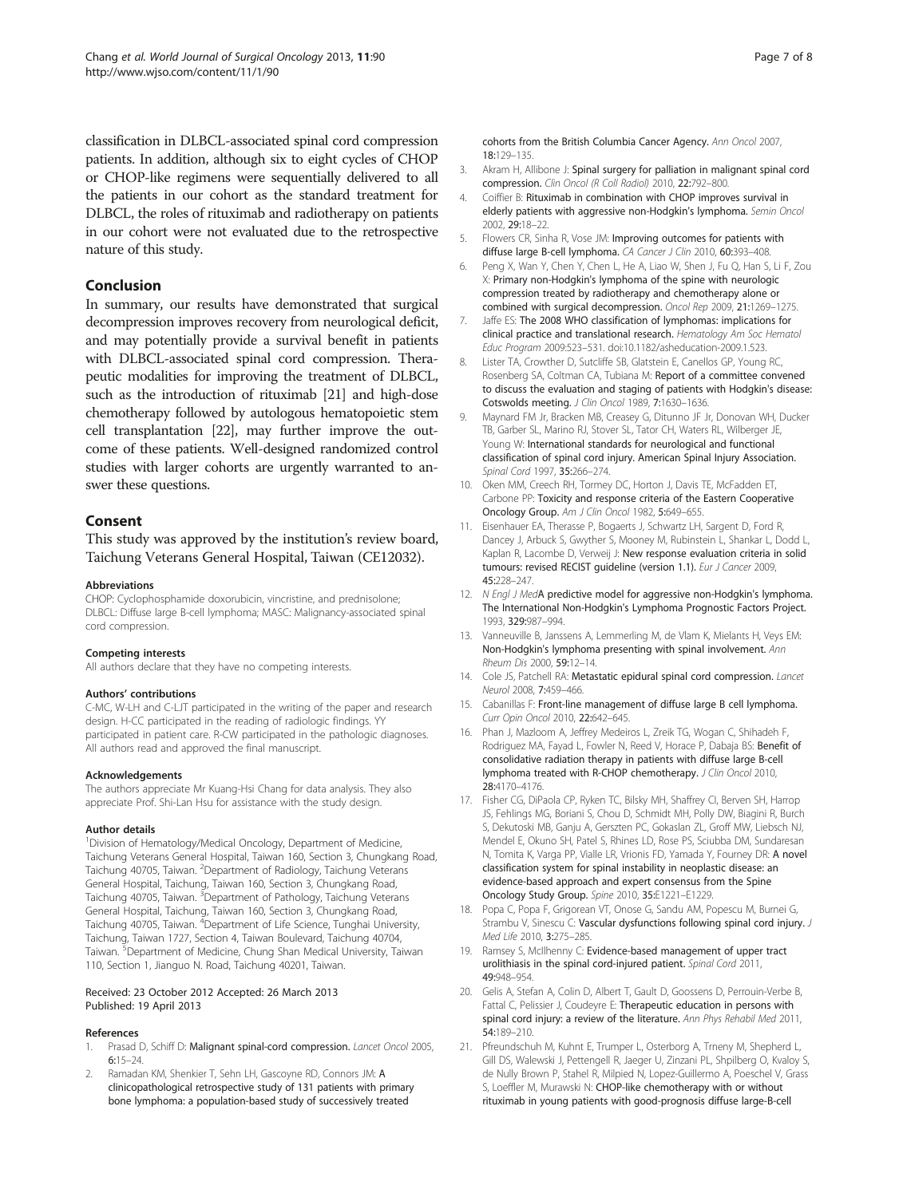classification in DLBCL-associated spinal cord compression patients. In addition, although six to eight cycles of CHOP or CHOP-like regimens were sequentially delivered to all the patients in our cohort as the standard treatment for DLBCL, the roles of rituximab and radiotherapy on patients in our cohort were not evaluated due to the retrospective nature of this study.

## Conclusion

In summary, our results have demonstrated that surgical decompression improves recovery from neurological deficit, and may potentially provide a survival benefit in patients with DLBCL-associated spinal cord compression. Therapeutic modalities for improving the treatment of DLBCL, such as the introduction of rituximab [21] and high-dose chemotherapy followed by autologous hematopoietic stem cell transplantation [22], may further improve the outcome of these patients. Well-designed randomized control studies with larger cohorts are urgently warranted to answer these questions.

## Consent

This study was approved by the institution's review board, Taichung Veterans General Hospital, Taiwan (CE12032).

#### Abbreviations

CHOP: Cyclophosphamide doxorubicin, vincristine, and prednisolone; DLBCL: Diffuse large B-cell lymphoma; MASC: Malignancy-associated spinal cord compression.

#### Competing interests

All authors declare that they have no competing interests.

#### Authors' contributions

C-MC, W-LH and C-LJT participated in the writing of the paper and research design. H-CC participated in the reading of radiologic findings. YY participated in patient care. R-CW participated in the pathologic diagnoses. All authors read and approved the final manuscript.

#### Acknowledgements

The authors appreciate Mr Kuang-Hsi Chang for data analysis. They also appreciate Prof. Shi-Lan Hsu for assistance with the study design.

#### Author details

[1]Division of Hematology/Medical Oncology, Department of Medicine, Taichung Veterans General Hospital, Taiwan 160, Section 3, Chungkang Road, Taichung 40705, Taiwan. [2]Department of Radiology, Taichung Veterans General Hospital, Taichung, Taiwan 160, Section 3, Chungkang Road, Taichung 40705, Taiwan. [3]Department of Pathology, Taichung Veterans General Hospital, Taichung, Taiwan 160, Section 3, Chungkang Road, Taichung 40705, Taiwan. [4]Department of Life Science, Tunghai University, Taichung, Taiwan 1727, Section 4, Taiwan Boulevard, Taichung 40704, Taiwan. [5]Department of Medicine, Chung Shan Medical University, Taiwan 110, Section 1, Jianguo N. Road, Taichung 40201, Taiwan.

Received: 23 October 2012 Accepted: 26 March 2013
Published: 19 April 2013

#### References

1. Prasad D, Schiff D: **Malignant spinal-cord compression.** *Lancet Oncol* 2005, **6:**15–24.
2. Ramadan KM, Shenkier T, Sehn LH, Gascoyne RD, Connors JM: **A clinicopathological retrospective study of 131 patients with primary bone lymphoma: a population-based study of successively treated cohorts from the British Columbia Cancer Agency.** *Ann Oncol* 2007, **18:**129–135.
3. Akram H, Allibone J: **Spinal surgery for palliation in malignant spinal cord compression.** *Clin Oncol (R Coll Radiol)* 2010, **22:**792–800.
4. Coiffier B: **Rituximab in combination with CHOP improves survival in elderly patients with aggressive non-Hodgkin's lymphoma.** *Semin Oncol* 2002, **29:**18–22.
5. Flowers CR, Sinha R, Vose JM: **Improving outcomes for patients with diffuse large B-cell lymphoma.** *CA Cancer J Clin* 2010, **60:**393–408.
6. Peng X, Wan Y, Chen Y, Chen L, He A, Liao W, Shen J, Fu Q, Han S, Li F, Zou X: **Primary non-Hodgkin's lymphoma of the spine with neurologic compression treated by radiotherapy and chemotherapy alone or combined with surgical decompression.** *Oncol Rep* 2009, **21:**1269–1275.
7. Jaffe ES: **The 2008 WHO classification of lymphomas: implications for clinical practice and translational research.** *Hematology Am Soc Hematol Educ Program* 2009:523–531. doi:10.1182/asheducation-2009.1.523.
8. Lister TA, Crowther D, Sutcliffe SB, Glatstein E, Canellos GP, Young RC, Rosenberg SA, Coltman CA, Tubiana M: **Report of a committee convened to discuss the evaluation and staging of patients with Hodgkin's disease: Cotswolds meeting.** *J Clin Oncol* 1989, **7:**1630–1636.
9. Maynard FM Jr, Bracken MB, Creasey G, Ditunno JF Jr, Donovan WH, Ducker TB, Garber SL, Marino RJ, Stover SL, Tator CH, Waters RL, Wilberger JE, Young W: **International standards for neurological and functional classification of spinal cord injury. American Spinal Injury Association.** *Spinal Cord* 1997, **35:**266–274.
10. Oken MM, Creech RH, Tormey DC, Horton J, Davis TE, McFadden ET, Carbone PP: **Toxicity and response criteria of the Eastern Cooperative Oncology Group.** *Am J Clin Oncol* 1982, **5:**649–655.
11. Eisenhauer EA, Therasse P, Bogaerts J, Schwartz LH, Sargent D, Ford R, Dancey J, Arbuck S, Gwyther S, Mooney M, Rubinstein L, Shankar L, Dodd L, Kaplan R, Lacombe D, Verweij J: **New response evaluation criteria in solid tumours: revised RECIST guideline (version 1.1).** *Eur J Cancer* 2009, **45:**228–247.
12. *N Engl J Med***A predictive model for aggressive non-Hodgkin's lymphoma. The International Non-Hodgkin's Lymphoma Prognostic Factors Project.** 1993, **329:**987–994.
13. Vanneuville B, Janssens A, Lemmerling M, de Vlam K, Mielants H, Veys EM: **Non-Hodgkin's lymphoma presenting with spinal involvement.** *Ann Rheum Dis* 2000, **59:**12–14.
14. Cole JS, Patchell RA: **Metastatic epidural spinal cord compression.** *Lancet Neurol* 2008, **7:**459–466.
15. Cabanillas F: **Front-line management of diffuse large B cell lymphoma.** *Curr Opin Oncol* 2010, **22:**642–645.
16. Phan J, Mazloom A, Jeffrey Medeiros L, Zreik TG, Wogan C, Shihadeh F, Rodriguez MA, Fayad L, Fowler N, Reed V, Horace P, Dabaja BS: **Benefit of consolidative radiation therapy in patients with diffuse large B-cell lymphoma treated with R-CHOP chemotherapy.** *J Clin Oncol* 2010, **28:**4170–4176.
17. Fisher CG, DiPaola CP, Ryken TC, Bilsky MH, Shaffrey CI, Berven SH, Harrop JS, Fehlings MG, Boriani S, Chou D, Schmidt MH, Polly DW, Biagini R, Burch S, Dekutoski MB, Ganju A, Gerszten PC, Gokaslan ZL, Groff MW, Liebsch NJ, Mendel E, Okuno SH, Patel S, Rhines LD, Rose PS, Sciubba DM, Sundaresan N, Tomita K, Varga PP, Vialle LR, Vrionis FD, Yamada Y, Fourney DR: **A novel classification system for spinal instability in neoplastic disease: an evidence-based approach and expert consensus from the Spine Oncology Study Group.** *Spine* 2010, **35:**E1221–E1229.
18. Popa C, Popa F, Grigorean VT, Onose G, Sandu AM, Popescu M, Burnei G, Strambu V, Sinescu C: **Vascular dysfunctions following spinal cord injury.** *J Med Life* 2010, **3:**275–285.
19. Ramsey S, McIlhenny C: **Evidence-based management of upper tract urolithiasis in the spinal cord-injured patient.** *Spinal Cord* 2011, **49:**948–954.
20. Gelis A, Stefan A, Colin D, Albert T, Gault D, Goossens D, Perrouin-Verbe B, Fattal C, Pelissier J, Coudeyre E: **Therapeutic education in persons with spinal cord injury: a review of the literature.** *Ann Phys Rehabil Med* 2011, **54:**189–210.
21. Pfreundschuh M, Kuhnt E, Trumper L, Osterborg A, Trneny M, Shepherd L, Gill DS, Walewski J, Pettengell R, Jaeger U, Zinzani PL, Shpilberg O, Kvaloy S, de Nully Brown P, Stahel R, Milpied N, Lopez-Guillermo A, Poeschel V, Grass S, Loeffler M, Murawski N: **CHOP-like chemotherapy with or without rituximab in young patients with good-prognosis diffuse large-B-cell**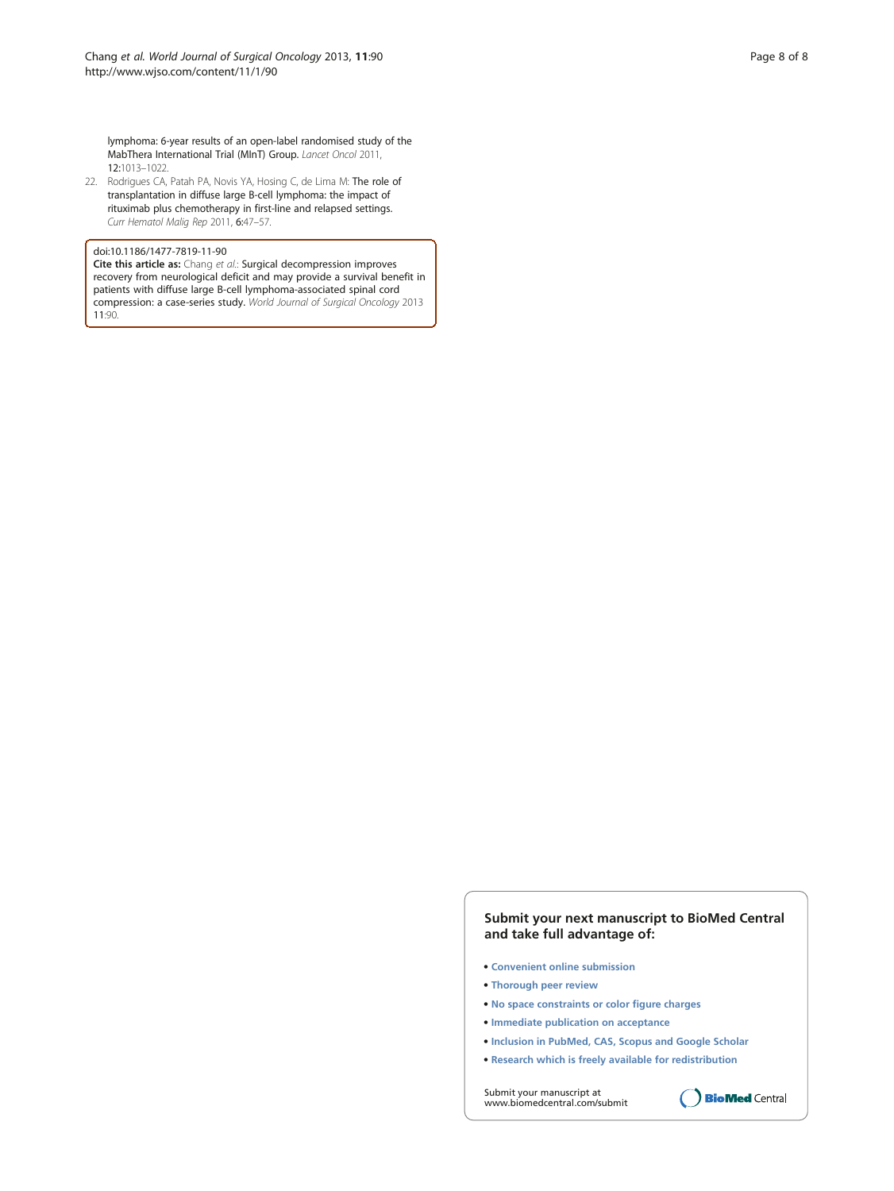lymphoma: 6-year results of an open-label randomised study of the MabThera International Trial (MInT) Group. *Lancet Oncol* 2011, **12**:1013–1022.

22. Rodrigues CA, Patah PA, Novis YA, Hosing C, de Lima M: **The role of transplantation in diffuse large B-cell lymphoma: the impact of rituximab plus chemotherapy in first-line and relapsed settings.** *Curr Hematol Malig Rep* 2011, **6**:47–57.

doi:10.1186/1477-7819-11-90

**Cite this article as:** Chang *et al.*: **Surgical decompression improves recovery from neurological deficit and may provide a survival benefit in patients with diffuse large B-cell lymphoma-associated spinal cord compression: a case-series study.** *World Journal of Surgical Oncology* 2013 **11**:90.

**Submit your next manuscript to BioMed Central and take full advantage of:**

- **Convenient online submission**
- **Thorough peer review**
- **No space constraints or color figure charges**
- **Immediate publication on acceptance**
- **Inclusion in PubMed, CAS, Scopus and Google Scholar**
- **Research which is freely available for redistribution**

Submit your manuscript at
www.biomedcentral.com/submit

BioMed Central